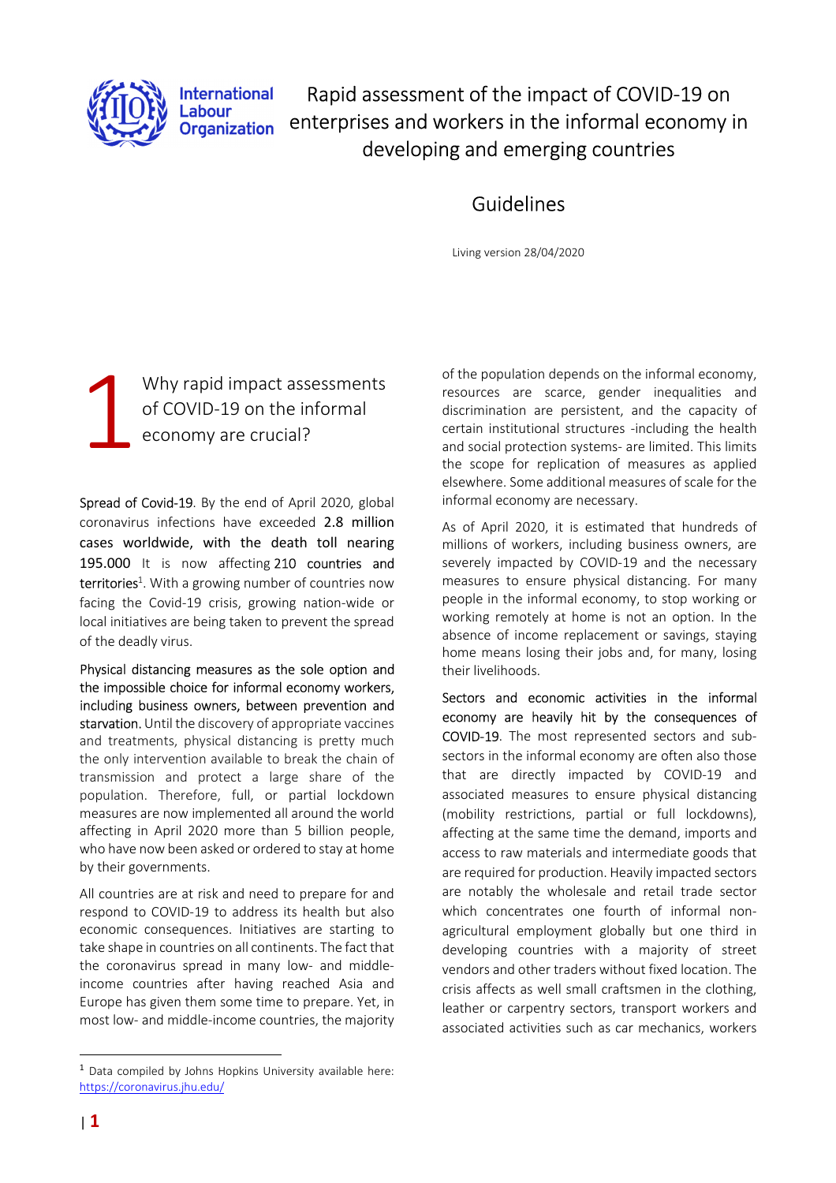International Labour Organization

# Rapid assessment of the impact of COVID-19 on enterprises and workers in the informal economy in developing and emerging countries

## Guidelines

Living version 28/04/2020

## 1 Why rapid impact assessments of COVID-19 on the informal economy are crucial?

Spread of Covid-19. By the end of April 2020, global coronavirus infections have exceeded 2.8 million cases worldwide, with the death toll nearing 195.000 It is now affecting 210 countries and territories[1]. With a growing number of countries now facing the Covid-19 crisis, growing nation-wide or local initiatives are being taken to prevent the spread of the deadly virus.

Physical distancing measures as the sole option and the impossible choice for informal economy workers, including business owners, between prevention and starvation. Until the discovery of appropriate vaccines and treatments, physical distancing is pretty much the only intervention available to break the chain of transmission and protect a large share of the population. Therefore, full, or partial lockdown measures are now implemented all around the world affecting in April 2020 more than 5 billion people, who have now been asked or ordered to stay at home by their governments.

All countries are at risk and need to prepare for and respond to COVID-19 to address its health but also economic consequences. Initiatives are starting to take shape in countries on all continents. The fact that the coronavirus spread in many low- and middle-income countries after having reached Asia and Europe has given them some time to prepare. Yet, in most low- and middle-income countries, the majority of the population depends on the informal economy, resources are scarce, gender inequalities and discrimination are persistent, and the capacity of certain institutional structures -including the health and social protection systems- are limited. This limits the scope for replication of measures as applied elsewhere. Some additional measures of scale for the informal economy are necessary.

As of April 2020, it is estimated that hundreds of millions of workers, including business owners, are severely impacted by COVID-19 and the necessary measures to ensure physical distancing. For many people in the informal economy, to stop working or working remotely at home is not an option. In the absence of income replacement or savings, staying home means losing their jobs and, for many, losing their livelihoods.

Sectors and economic activities in the informal economy are heavily hit by the consequences of COVID-19. The most represented sectors and sub-sectors in the informal economy are often also those that are directly impacted by COVID-19 and associated measures to ensure physical distancing (mobility restrictions, partial or full lockdowns), affecting at the same time the demand, imports and access to raw materials and intermediate goods that are required for production. Heavily impacted sectors are notably the wholesale and retail trade sector which concentrates one fourth of informal non-agricultural employment globally but one third in developing countries with a majority of street vendors and other traders without fixed location. The crisis affects as well small craftsmen in the clothing, leather or carpentry sectors, transport workers and associated activities such as car mechanics, workers

---

[1] Data compiled by Johns Hopkins University available here: https://coronavirus.jhu.edu/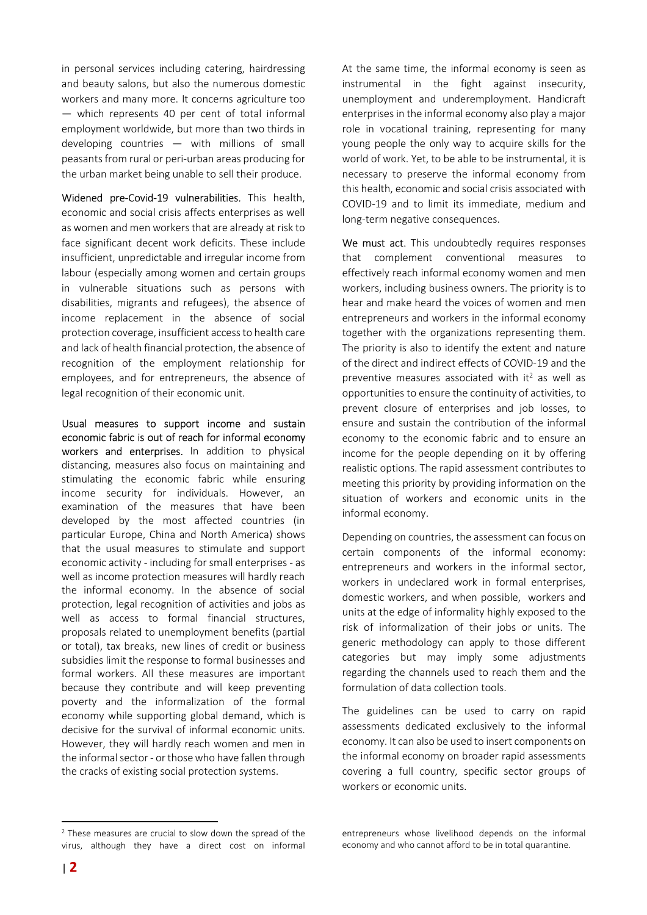in personal services including catering, hairdressing and beauty salons, but also the numerous domestic workers and many more. It concerns agriculture too — which represents 40 per cent of total informal employment worldwide, but more than two thirds in developing countries — with millions of small peasants from rural or peri-urban areas producing for the urban market being unable to sell their produce.

Widened pre-Covid-19 vulnerabilities. This health, economic and social crisis affects enterprises as well as women and men workers that are already at risk to face significant decent work deficits. These include insufficient, unpredictable and irregular income from labour (especially among women and certain groups in vulnerable situations such as persons with disabilities, migrants and refugees), the absence of income replacement in the absence of social protection coverage, insufficient access to health care and lack of health financial protection, the absence of recognition of the employment relationship for employees, and for entrepreneurs, the absence of legal recognition of their economic unit.

Usual measures to support income and sustain economic fabric is out of reach for informal economy workers and enterprises. In addition to physical distancing, measures also focus on maintaining and stimulating the economic fabric while ensuring income security for individuals. However, an examination of the measures that have been developed by the most affected countries (in particular Europe, China and North America) shows that the usual measures to stimulate and support economic activity - including for small enterprises - as well as income protection measures will hardly reach the informal economy. In the absence of social protection, legal recognition of activities and jobs as well as access to formal financial structures, proposals related to unemployment benefits (partial or total), tax breaks, new lines of credit or business subsidies limit the response to formal businesses and formal workers. All these measures are important because they contribute and will keep preventing poverty and the informalization of the formal economy while supporting global demand, which is decisive for the survival of informal economic units. However, they will hardly reach women and men in the informal sector - or those who have fallen through the cracks of existing social protection systems.

At the same time, the informal economy is seen as instrumental in the fight against insecurity, unemployment and underemployment. Handicraft enterprises in the informal economy also play a major role in vocational training, representing for many young people the only way to acquire skills for the world of work. Yet, to be able to be instrumental, it is necessary to preserve the informal economy from this health, economic and social crisis associated with COVID-19 and to limit its immediate, medium and long-term negative consequences.

We must act. This undoubtedly requires responses that complement conventional measures to effectively reach informal economy women and men workers, including business owners. The priority is to hear and make heard the voices of women and men entrepreneurs and workers in the informal economy together with the organizations representing them. The priority is also to identify the extent and nature of the direct and indirect effects of COVID-19 and the preventive measures associated with it[2] as well as opportunities to ensure the continuity of activities, to prevent closure of enterprises and job losses, to ensure and sustain the contribution of the informal economy to the economic fabric and to ensure an income for the people depending on it by offering realistic options. The rapid assessment contributes to meeting this priority by providing information on the situation of workers and economic units in the informal economy.

Depending on countries, the assessment can focus on certain components of the informal economy: entrepreneurs and workers in the informal sector, workers in undeclared work in formal enterprises, domestic workers, and when possible, workers and units at the edge of informality highly exposed to the risk of informalization of their jobs or units. The generic methodology can apply to those different categories but may imply some adjustments regarding the channels used to reach them and the formulation of data collection tools.

The guidelines can be used to carry on rapid assessments dedicated exclusively to the informal economy. It can also be used to insert components on the informal economy on broader rapid assessments covering a full country, specific sector groups of workers or economic units.

[2] These measures are crucial to slow down the spread of the virus, although they have a direct cost on informal entrepreneurs whose livelihood depends on the informal economy and who cannot afford to be in total quarantine.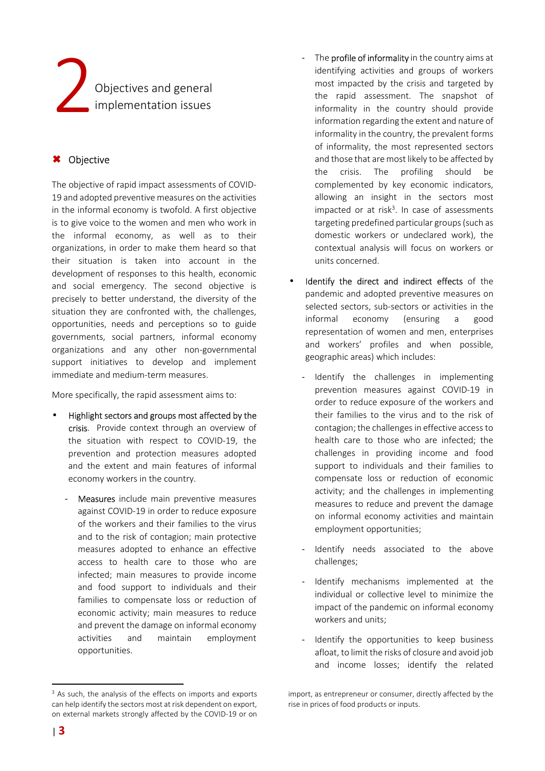# 2 Objectives and general implementation issues

## ✖ Objective

The objective of rapid impact assessments of COVID-19 and adopted preventive measures on the activities in the informal economy is twofold. A first objective is to give voice to the women and men who work in the informal economy, as well as to their organizations, in order to make them heard so that their situation is taken into account in the development of responses to this health, economic and social emergency. The second objective is precisely to better understand, the diversity of the situation they are confronted with, the challenges, opportunities, needs and perceptions so to guide governments, social partners, informal economy organizations and any other non-governmental support initiatives to develop and implement immediate and medium-term measures.

More specifically, the rapid assessment aims to:

- Highlight sectors and groups most affected by the crisis. Provide context through an overview of the situation with respect to COVID-19, the prevention and protection measures adopted and the extent and main features of informal economy workers in the country.
  - Measures include main preventive measures against COVID-19 in order to reduce exposure of the workers and their families to the virus and to the risk of contagion; main protective measures adopted to enhance an effective access to health care to those who are infected; main measures to provide income and food support to individuals and their families to compensate loss or reduction of economic activity; main measures to reduce and prevent the damage on informal economy activities and maintain employment opportunities.
  - The profile of informality in the country aims at identifying activities and groups of workers most impacted by the crisis and targeted by the rapid assessment. The snapshot of informality in the country should provide information regarding the extent and nature of informality in the country, the prevalent forms of informality, the most represented sectors and those that are most likely to be affected by the crisis. The profiling should be complemented by key economic indicators, allowing an insight in the sectors most impacted or at risk[3]. In case of assessments targeting predefined particular groups (such as domestic workers or undeclared work), the contextual analysis will focus on workers or units concerned.
- Identify the direct and indirect effects of the pandemic and adopted preventive measures on selected sectors, sub-sectors or activities in the informal economy (ensuring a good representation of women and men, enterprises and workers' profiles and when possible, geographic areas) which includes:
  - Identify the challenges in implementing prevention measures against COVID-19 in order to reduce exposure of the workers and their families to the virus and to the risk of contagion; the challenges in effective access to health care to those who are infected; the challenges in providing income and food support to individuals and their families to compensate loss or reduction of economic activity; and the challenges in implementing measures to reduce and prevent the damage on informal economy activities and maintain employment opportunities;
  - Identify needs associated to the above challenges;
  - Identify mechanisms implemented at the individual or collective level to minimize the impact of the pandemic on informal economy workers and units;
  - Identify the opportunities to keep business afloat, to limit the risks of closure and avoid job and income losses; identify the related

---

[3] As such, the analysis of the effects on imports and exports can help identify the sectors most at risk dependent on export, on external markets strongly affected by the COVID-19 or on import, as entrepreneur or consumer, directly affected by the rise in prices of food products or inputs.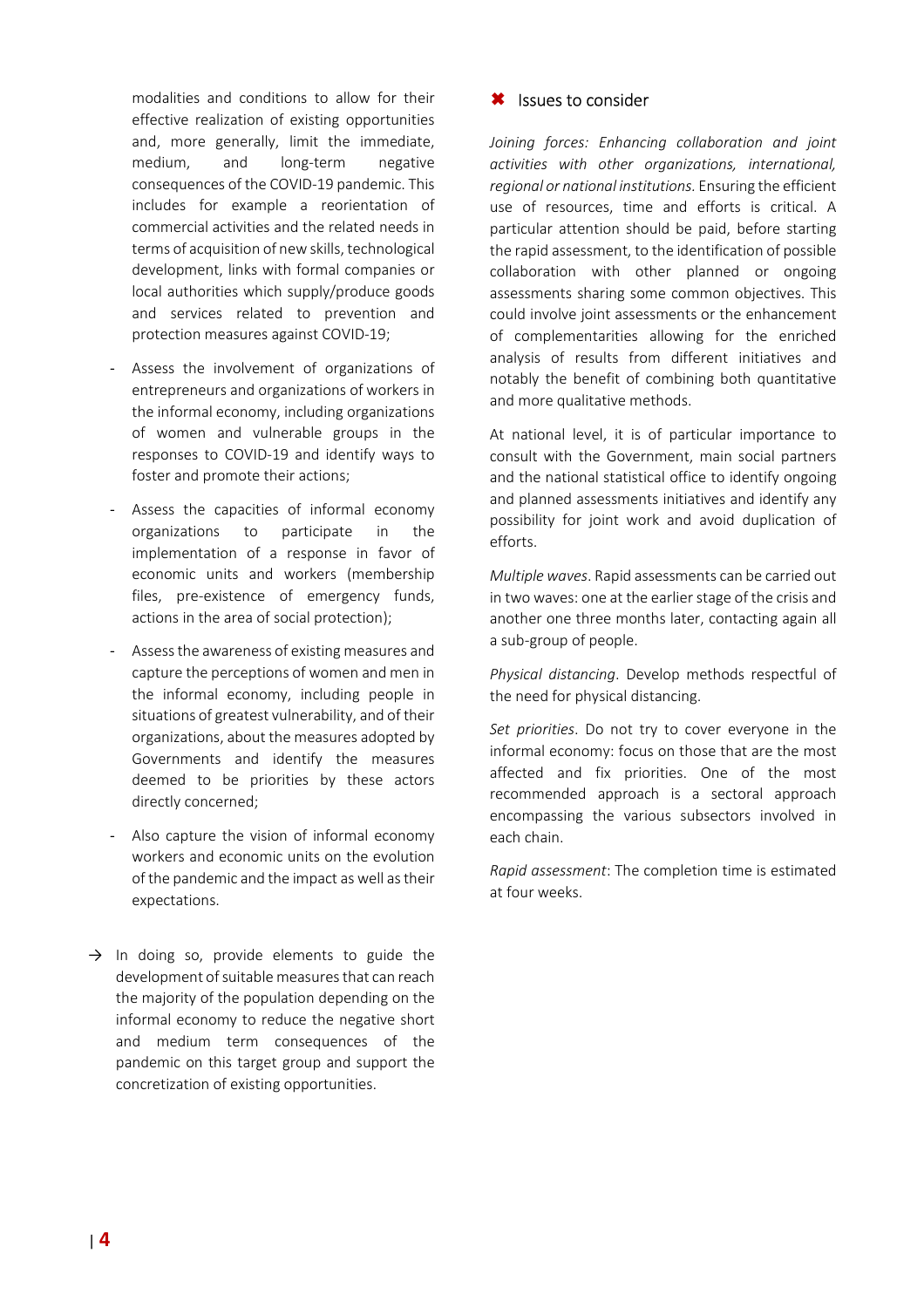modalities and conditions to allow for their effective realization of existing opportunities and, more generally, limit the immediate, medium, and long-term negative consequences of the COVID-19 pandemic. This includes for example a reorientation of commercial activities and the related needs in terms of acquisition of new skills, technological development, links with formal companies or local authorities which supply/produce goods and services related to prevention and protection measures against COVID-19;

- Assess the involvement of organizations of entrepreneurs and organizations of workers in the informal economy, including organizations of women and vulnerable groups in the responses to COVID-19 and identify ways to foster and promote their actions;
- Assess the capacities of informal economy organizations to participate in the implementation of a response in favor of economic units and workers (membership files, pre-existence of emergency funds, actions in the area of social protection);
- Assess the awareness of existing measures and capture the perceptions of women and men in the informal economy, including people in situations of greatest vulnerability, and of their organizations, about the measures adopted by Governments and identify the measures deemed to be priorities by these actors directly concerned;
- Also capture the vision of informal economy workers and economic units on the evolution of the pandemic and the impact as well as their expectations.

→ In doing so, provide elements to guide the development of suitable measures that can reach the majority of the population depending on the informal economy to reduce the negative short and medium term consequences of the pandemic on this target group and support the concretization of existing opportunities.

## ✖ Issues to consider

*Joining forces: Enhancing collaboration and joint activities with other organizations, international, regional or national institutions.* Ensuring the efficient use of resources, time and efforts is critical. A particular attention should be paid, before starting the rapid assessment, to the identification of possible collaboration with other planned or ongoing assessments sharing some common objectives. This could involve joint assessments or the enhancement of complementarities allowing for the enriched analysis of results from different initiatives and notably the benefit of combining both quantitative and more qualitative methods.

At national level, it is of particular importance to consult with the Government, main social partners and the national statistical office to identify ongoing and planned assessments initiatives and identify any possibility for joint work and avoid duplication of efforts.

*Multiple waves*. Rapid assessments can be carried out in two waves: one at the earlier stage of the crisis and another one three months later, contacting again all a sub-group of people.

*Physical distancing*. Develop methods respectful of the need for physical distancing.

*Set priorities*. Do not try to cover everyone in the informal economy: focus on those that are the most affected and fix priorities. One of the most recommended approach is a sectoral approach encompassing the various subsectors involved in each chain.

*Rapid assessment*: The completion time is estimated at four weeks.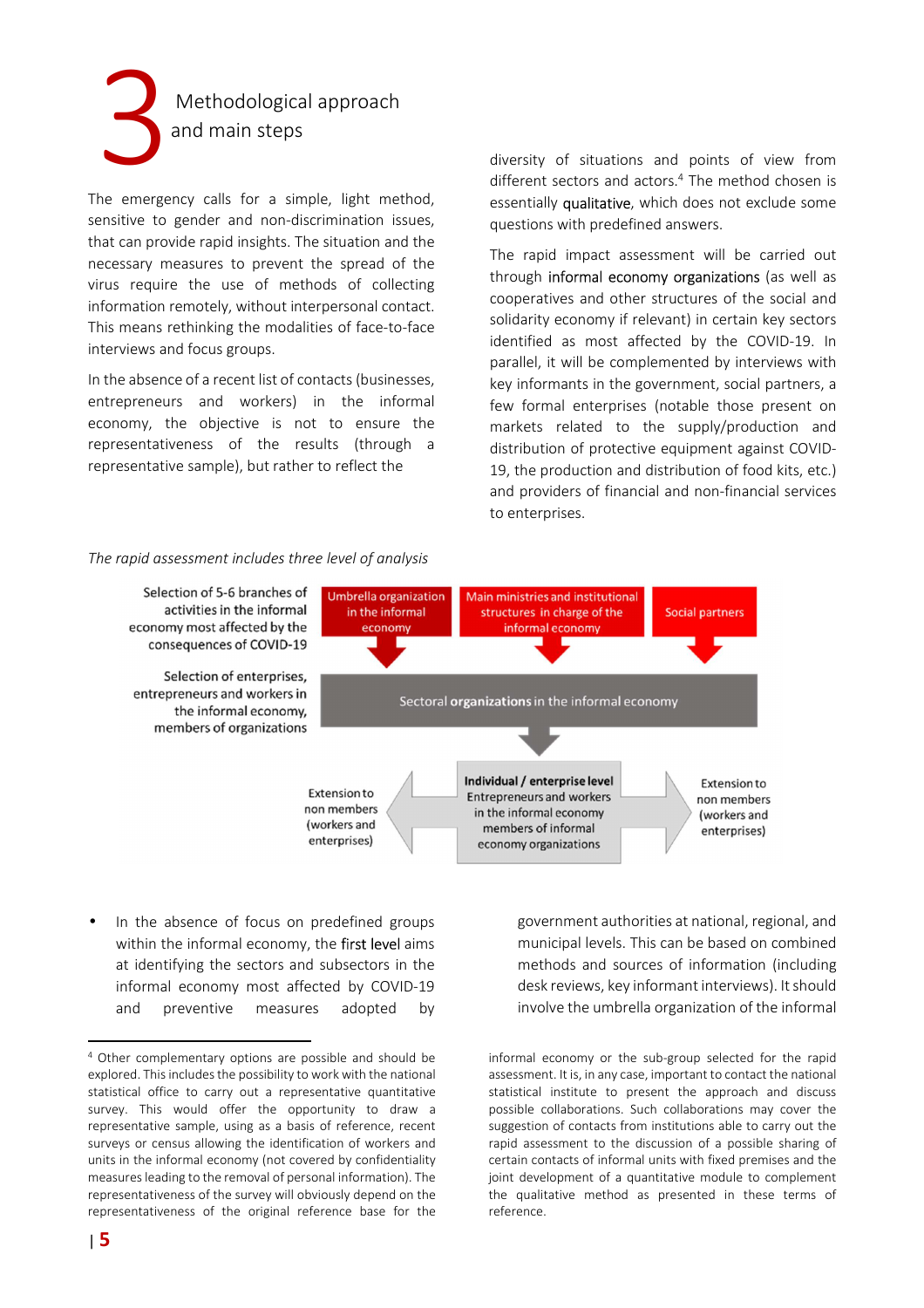# 3 Methodological approach and main steps

The emergency calls for a simple, light method, sensitive to gender and non-discrimination issues, that can provide rapid insights. The situation and the necessary measures to prevent the spread of the virus require the use of methods of collecting information remotely, without interpersonal contact. This means rethinking the modalities of face-to-face interviews and focus groups.

In the absence of a recent list of contacts (businesses, entrepreneurs and workers) in the informal economy, the objective is not to ensure the representativeness of the results (through a representative sample), but rather to reflect the diversity of situations and points of view from different sectors and actors.[4] The method chosen is essentially qualitative, which does not exclude some questions with predefined answers.

The rapid impact assessment will be carried out through informal economy organizations (as well as cooperatives and other structures of the social and solidarity economy if relevant) in certain key sectors identified as most affected by the COVID-19. In parallel, it will be complemented by interviews with key informants in the government, social partners, a few formal enterprises (notable those present on markets related to the supply/production and distribution of protective equipment against COVID-19, the production and distribution of food kits, etc.) and providers of financial and non-financial services to enterprises.

*The rapid assessment includes three level of analysis*

Selection of 5-6 branches of activities in the informal economy most affected by the consequences of COVID-19

Umbrella organization in the informal economy | Main ministries and institutional structures in charge of the informal economy | Social partners

Selection of enterprises, entrepreneurs and workers in the informal economy, members of organizations

Sectoral **organizations** in the informal economy

Extension to non members (workers and enterprises) ← **Individual / enterprise level** Entrepreneurs and workers in the informal economy members of informal economy organizations → Extension to non members (workers and enterprises)

- In the absence of focus on predefined groups within the informal economy, the first level aims at identifying the sectors and subsectors in the informal economy most affected by COVID-19 and preventive measures adopted by government authorities at national, regional, and municipal levels. This can be based on combined methods and sources of information (including desk reviews, key informant interviews). It should involve the umbrella organization of the informal economy or the sub-group selected for the rapid assessment. It is, in any case, important to contact the national statistical institute to present the approach and discuss possible collaborations. Such collaborations may cover the suggestion of contacts from institutions able to carry out the rapid assessment to the discussion of a possible sharing of certain contacts of informal units with fixed premises and the joint development of a quantitative module to complement the qualitative method as presented in these terms of reference.

---

[4] Other complementary options are possible and should be explored. This includes the possibility to work with the national statistical office to carry out a representative quantitative survey. This would offer the opportunity to draw a representative sample, using as a basis of reference, recent surveys or census allowing the identification of workers and units in the informal economy (not covered by confidentiality measures leading to the removal of personal information). The representativeness of the survey will obviously depend on the representativeness of the original reference base for the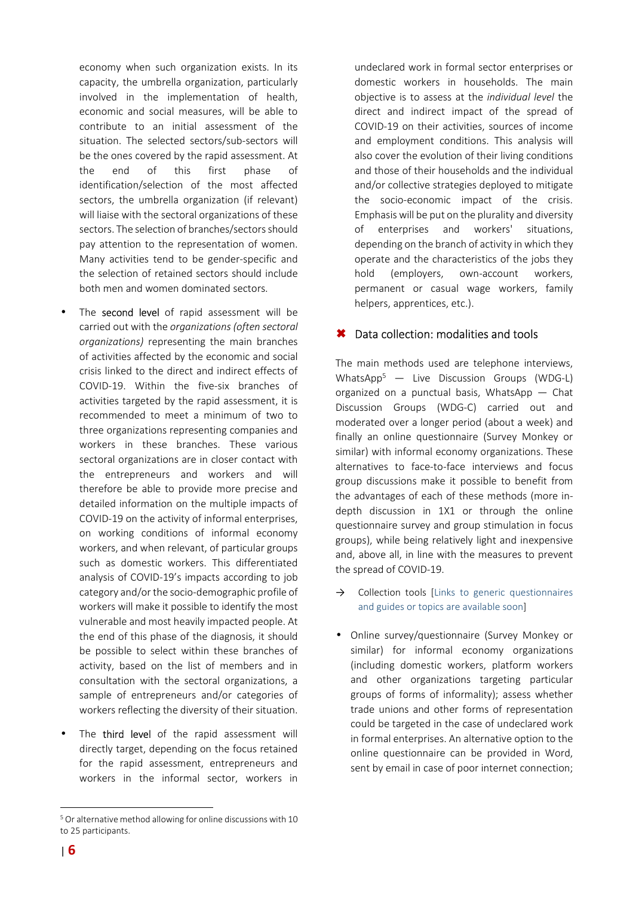economy when such organization exists. In its capacity, the umbrella organization, particularly involved in the implementation of health, economic and social measures, will be able to contribute to an initial assessment of the situation. The selected sectors/sub-sectors will be the ones covered by the rapid assessment. At the end of this first phase of identification/selection of the most affected sectors, the umbrella organization (if relevant) will liaise with the sectoral organizations of these sectors. The selection of branches/sectors should pay attention to the representation of women. Many activities tend to be gender-specific and the selection of retained sectors should include both men and women dominated sectors.

- The second level of rapid assessment will be carried out with the *organizations (often sectoral organizations)* representing the main branches of activities affected by the economic and social crisis linked to the direct and indirect effects of COVID-19. Within the five-six branches of activities targeted by the rapid assessment, it is recommended to meet a minimum of two to three organizations representing companies and workers in these branches. These various sectoral organizations are in closer contact with the entrepreneurs and workers and will therefore be able to provide more precise and detailed information on the multiple impacts of COVID-19 on the activity of informal enterprises, on working conditions of informal economy workers, and when relevant, of particular groups such as domestic workers. This differentiated analysis of COVID-19's impacts according to job category and/or the socio-demographic profile of workers will make it possible to identify the most vulnerable and most heavily impacted people. At the end of this phase of the diagnosis, it should be possible to select within these branches of activity, based on the list of members and in consultation with the sectoral organizations, a sample of entrepreneurs and/or categories of workers reflecting the diversity of their situation.

- The third level of the rapid assessment will directly target, depending on the focus retained for the rapid assessment, entrepreneurs and workers in the informal sector, workers in undeclared work in formal sector enterprises or domestic workers in households. The main objective is to assess at the *individual level* the direct and indirect impact of the spread of COVID-19 on their activities, sources of income and employment conditions. This analysis will also cover the evolution of their living conditions and those of their households and the individual and/or collective strategies deployed to mitigate the socio-economic impact of the crisis. Emphasis will be put on the plurality and diversity of enterprises and workers' situations, depending on the branch of activity in which they operate and the characteristics of the jobs they hold (employers, own-account workers, permanent or casual wage workers, family helpers, apprentices, etc.).

## ✖ Data collection: modalities and tools

The main methods used are telephone interviews, WhatsApp[5] — Live Discussion Groups (WDG-L) organized on a punctual basis, WhatsApp — Chat Discussion Groups (WDG-C) carried out and moderated over a longer period (about a week) and finally an online questionnaire (Survey Monkey or similar) with informal economy organizations. These alternatives to face-to-face interviews and focus group discussions make it possible to benefit from the advantages of each of these methods (more in-depth discussion in 1X1 or through the online questionnaire survey and group stimulation in focus groups), while being relatively light and inexpensive and, above all, in line with the measures to prevent the spread of COVID-19.

→ Collection tools [Links to generic questionnaires and guides or topics are available soon]

- Online survey/questionnaire (Survey Monkey or similar) for informal economy organizations (including domestic workers, platform workers and other organizations targeting particular groups of forms of informality); assess whether trade unions and other forms of representation could be targeted in the case of undeclared work in formal enterprises. An alternative option to the online questionnaire can be provided in Word, sent by email in case of poor internet connection;

[5] Or alternative method allowing for online discussions with 10 to 25 participants.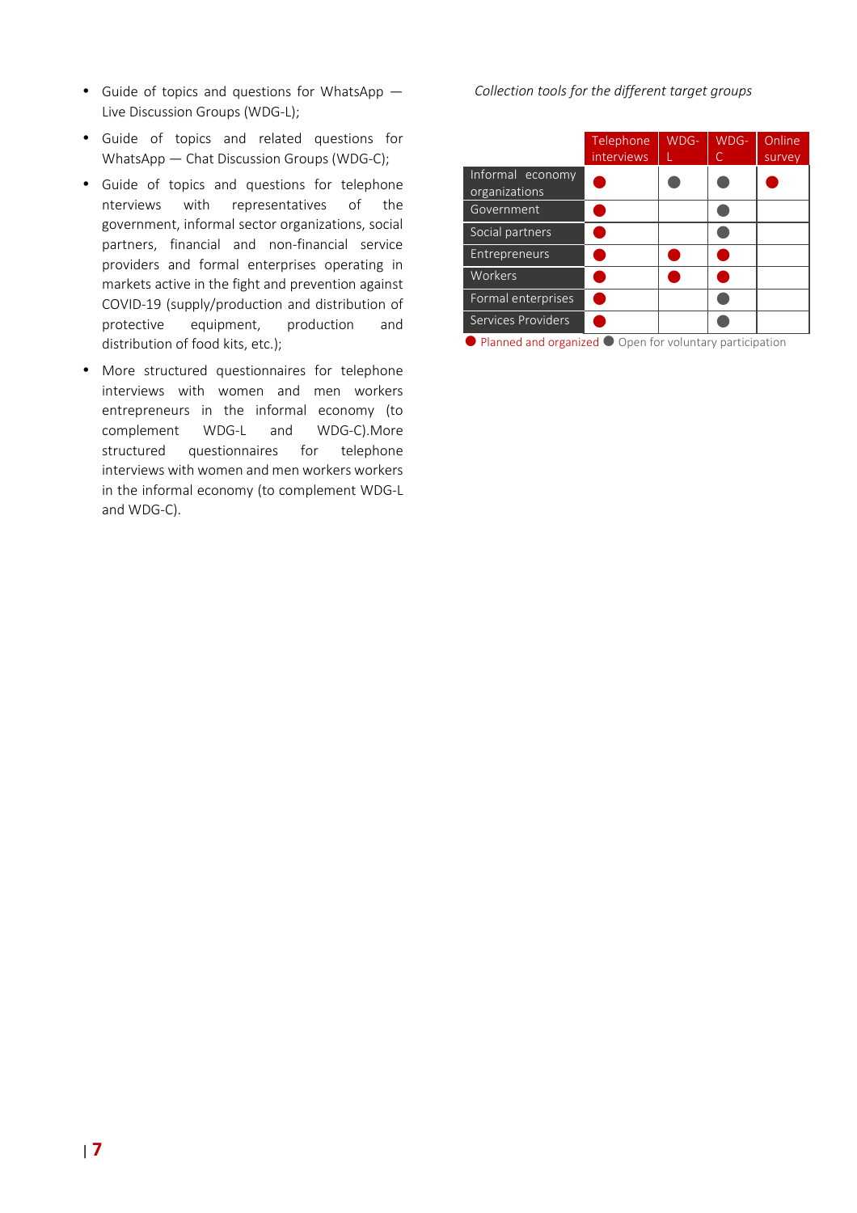- Guide of topics and questions for WhatsApp — Live Discussion Groups (WDG-L);
- Guide of topics and related questions for WhatsApp — Chat Discussion Groups (WDG-C);
- Guide of topics and questions for telephone nterviews with representatives of the government, informal sector organizations, social partners, financial and non-financial service providers and formal enterprises operating in markets active in the fight and prevention against COVID-19 (supply/production and distribution of protective equipment, production and distribution of food kits, etc.);
- More structured questionnaires for telephone interviews with women and men workers entrepreneurs in the informal economy (to complement WDG-L and WDG-C).More structured questionnaires for telephone interviews with women and men workers workers in the informal economy (to complement WDG-L and WDG-C).

*Collection tools for the different target groups*

| | Telephone interviews | WDG-L | WDG-C | Online survey |
|---|---|---|---|---|
| Informal economy organizations | ● (red) | ● (grey) | ● (grey) | ● (red) |
| Government | ● (red) | | ● (grey) | |
| Social partners | ● (red) | | ● (grey) | |
| Entrepreneurs | ● (red) | ● (red) | ● (red) | |
| Workers | ● (red) | ● (red) | ● (red) | |
| Formal enterprises | ● (red) | | ● (grey) | |
| Services Providers | ● (red) | | ● (grey) | |

● (red) Planned and organized ● (grey) Open for voluntary participation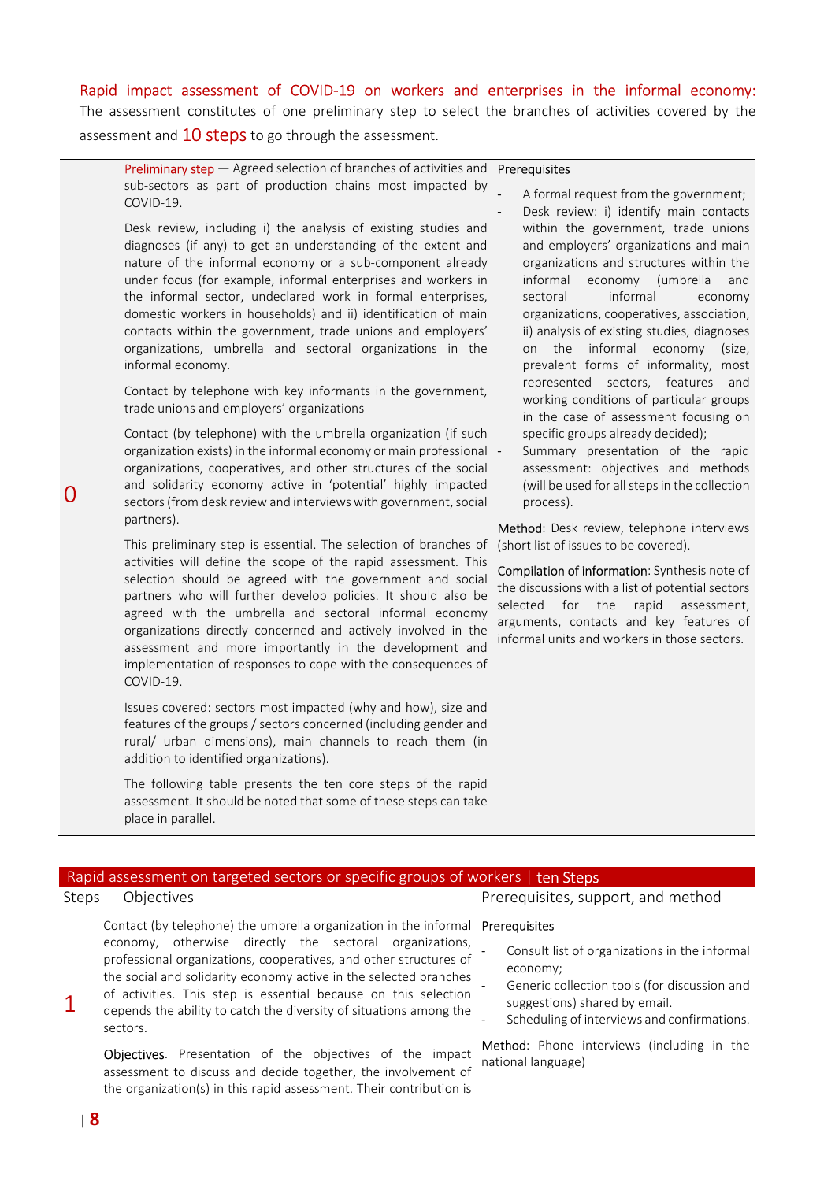Rapid impact assessment of COVID-19 on workers and enterprises in the informal economy: The assessment constitutes of one preliminary step to select the branches of activities covered by the assessment and 10 steps to go through the assessment.

| Step | Description | Prerequisites, support, and method |
|---|---|---|
| 0 | Preliminary step — Agreed selection of branches of activities and sub-sectors as part of production chains most impacted by COVID-19.<br><br>Desk review, including i) the analysis of existing studies and diagnoses (if any) to get an understanding of the extent and nature of the informal economy or a sub-component already under focus (for example, informal enterprises and workers in the informal sector, undeclared work in formal enterprises, domestic workers in households) and ii) identification of main contacts within the government, trade unions and employers' organizations, umbrella and sectoral organizations in the informal economy.<br><br>Contact by telephone with key informants in the government, trade unions and employers' organizations<br><br>Contact (by telephone) with the umbrella organization (if such organization exists) in the informal economy or main professional organizations, cooperatives, and other structures of the social and solidarity economy active in 'potential' highly impacted sectors (from desk review and interviews with government, social partners).<br><br>This preliminary step is essential. The selection of branches of activities will define the scope of the rapid assessment. This selection should be agreed with the government and social partners who will further develop policies. It should also be agreed with the umbrella and sectoral informal economy organizations directly concerned and actively involved in the assessment and more importantly in the development and implementation of responses to cope with the consequences of COVID-19.<br><br>Issues covered: sectors most impacted (why and how), size and features of the groups / sectors concerned (including gender and rural/ urban dimensions), main channels to reach them (in addition to identified organizations).<br><br>The following table presents the ten core steps of the rapid assessment. It should be noted that some of these steps can take place in parallel. | Prerequisites<br>- A formal request from the government;<br>- Desk review: i) identify main contacts within the government, trade unions and employers' organizations and main organizations and structures within the informal economy (umbrella and sectoral informal economy organizations, cooperatives, association, ii) analysis of existing studies, diagnoses on the informal economy (size, prevalent forms of informality, most represented sectors, features and working conditions of particular groups in the case of assessment focusing on specific groups already decided);<br>- Summary presentation of the rapid assessment: objectives and methods (will be used for all steps in the collection process).<br><br>Method: Desk review, telephone interviews (short list of issues to be covered).<br><br>Compilation of information: Synthesis note of the discussions with a list of potential sectors selected for the rapid assessment, arguments, contacts and key features of informal units and workers in those sectors. |

**Rapid assessment on targeted sectors or specific groups of workers | ten Steps**

| Steps | Objectives | Prerequisites, support, and method |
|---|---|---|
| 1 | Contact (by telephone) the umbrella organization in the informal economy, otherwise directly the sectoral organizations, professional organizations, cooperatives, and other structures of the social and solidarity economy active in the selected branches of activities. This step is essential because on this selection depends the ability to catch the diversity of situations among the sectors.<br><br>Objectives. Presentation of the objectives of the impact assessment to discuss and decide together, the involvement of the organization(s) in this rapid assessment. Their contribution is | Prerequisites<br>- Consult list of organizations in the informal economy;<br>- Generic collection tools (for discussion and suggestions) shared by email.<br>- Scheduling of interviews and confirmations.<br><br>Method: Phone interviews (including in the national language) |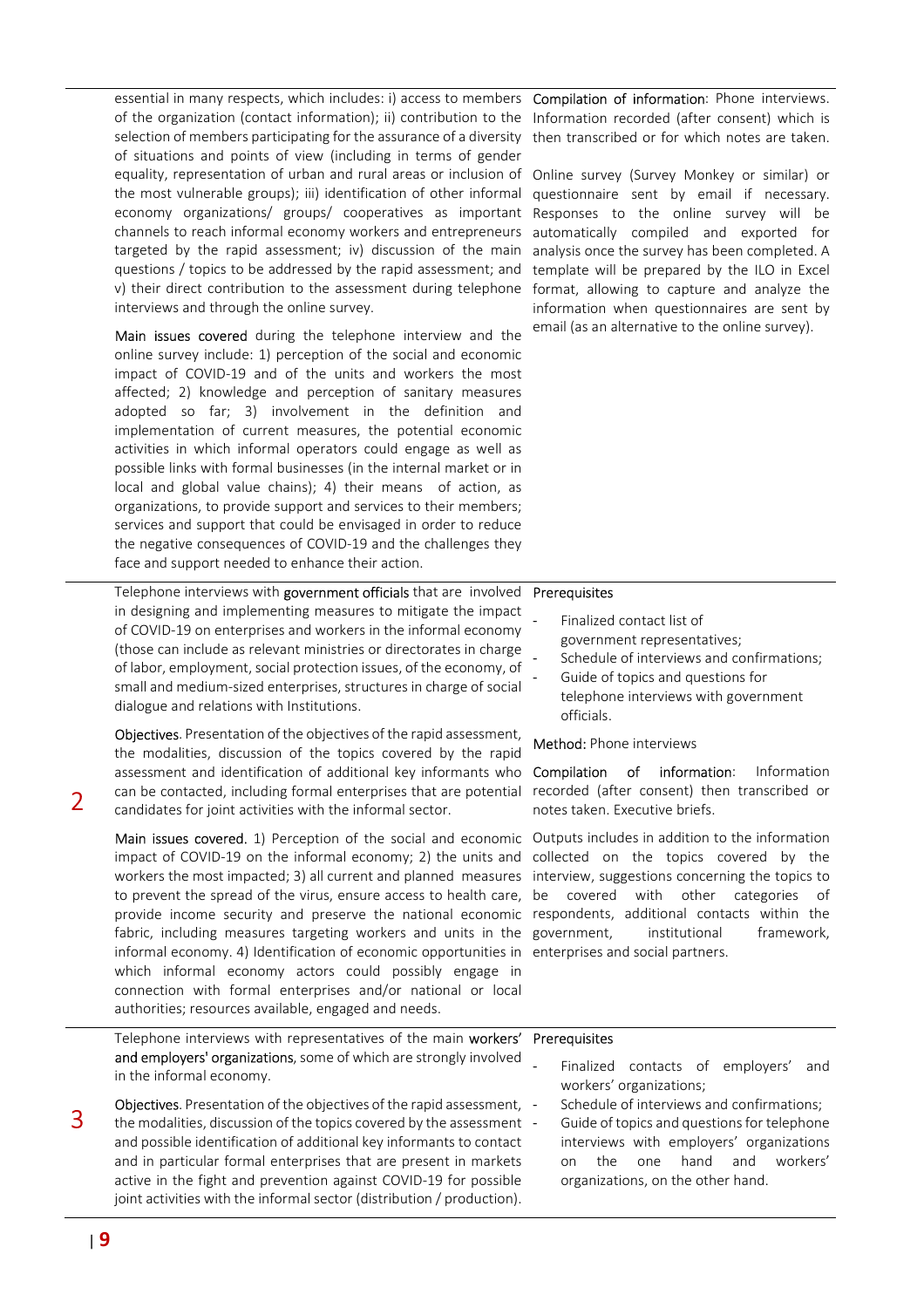| | | |
|---|---|---|
| | essential in many respects, which includes: i) access to members of the organization (contact information); ii) contribution to the selection of members participating for the assurance of a diversity of situations and points of view (including in terms of gender equality, representation of urban and rural areas or inclusion of the most vulnerable groups); iii) identification of other informal economy organizations/ groups/ cooperatives as important channels to reach informal economy workers and entrepreneurs targeted by the rapid assessment; iv) discussion of the main questions / topics to be addressed by the rapid assessment; and v) their direct contribution to the assessment during telephone interviews and through the online survey.<br><br>**Main issues covered** during the telephone interview and the online survey include: 1) perception of the social and economic impact of COVID-19 and of the units and workers the most affected; 2) knowledge and perception of sanitary measures adopted so far; 3) involvement in the definition and implementation of current measures, the potential economic activities in which informal operators could engage as well as possible links with formal businesses (in the internal market or in local and global value chains); 4) their means of action, as organizations, to provide support and services to their members; services and support that could be envisaged in order to reduce the negative consequences of COVID-19 and the challenges they face and support needed to enhance their action. | **Compilation of information**: Phone interviews. Information recorded (after consent) which is then transcribed or for which notes are taken.<br><br>Online survey (Survey Monkey or similar) or questionnaire sent by email if necessary. Responses to the online survey will be automatically compiled and exported for analysis once the survey has been completed. A template will be prepared by the ILO in Excel format, allowing to capture and analyze the information when questionnaires are sent by email (as an alternative to the online survey). |
| 2 | Telephone interviews with **government officials** that are involved in designing and implementing measures to mitigate the impact of COVID-19 on enterprises and workers in the informal economy (those can include as relevant ministries or directorates in charge of labor, employment, social protection issues, of the economy, of small and medium-sized enterprises, structures in charge of social dialogue and relations with Institutions.<br><br>**Objectives**. Presentation of the objectives of the rapid assessment, the modalities, discussion of the topics covered by the rapid assessment and identification of additional key informants who can be contacted, including formal enterprises that are potential candidates for joint activities with the informal sector.<br><br>**Main issues covered.** 1) Perception of the social and economic impact of COVID-19 on the informal economy; 2) the units and workers the most impacted; 3) all current and planned measures to prevent the spread of the virus, ensure access to health care, provide income security and preserve the national economic fabric, including measures targeting workers and units in the informal economy. 4) Identification of economic opportunities in which informal economy actors could possibly engage in connection with formal enterprises and/or national or local authorities; resources available, engaged and needs. | **Prerequisites**<br><br>- Finalized contact list of government representatives;<br>- Schedule of interviews and confirmations;<br>- Guide of topics and questions for telephone interviews with government officials.<br><br>**Method:** Phone interviews<br><br>**Compilation of information**: Information recorded (after consent) then transcribed or notes taken. Executive briefs.<br><br>Outputs includes in addition to the information collected on the topics covered by the interview, suggestions concerning the topics to be covered with other categories of respondents, additional contacts within the government, institutional framework, enterprises and social partners. |
| 3 | Telephone interviews with representatives of the main **workers' and employers' organizations**, some of which are strongly involved in the informal economy.<br><br>**Objectives**. Presentation of the objectives of the rapid assessment, the modalities, discussion of the topics covered by the assessment and possible identification of additional key informants to contact and in particular formal enterprises that are present in markets active in the fight and prevention against COVID-19 for possible joint activities with the informal sector (distribution / production). | **Prerequisites**<br><br>- Finalized contacts of employers' and workers' organizations;<br>- Schedule of interviews and confirmations;<br>- Guide of topics and questions for telephone interviews with employers' organizations on the one hand and workers' organizations, on the other hand. |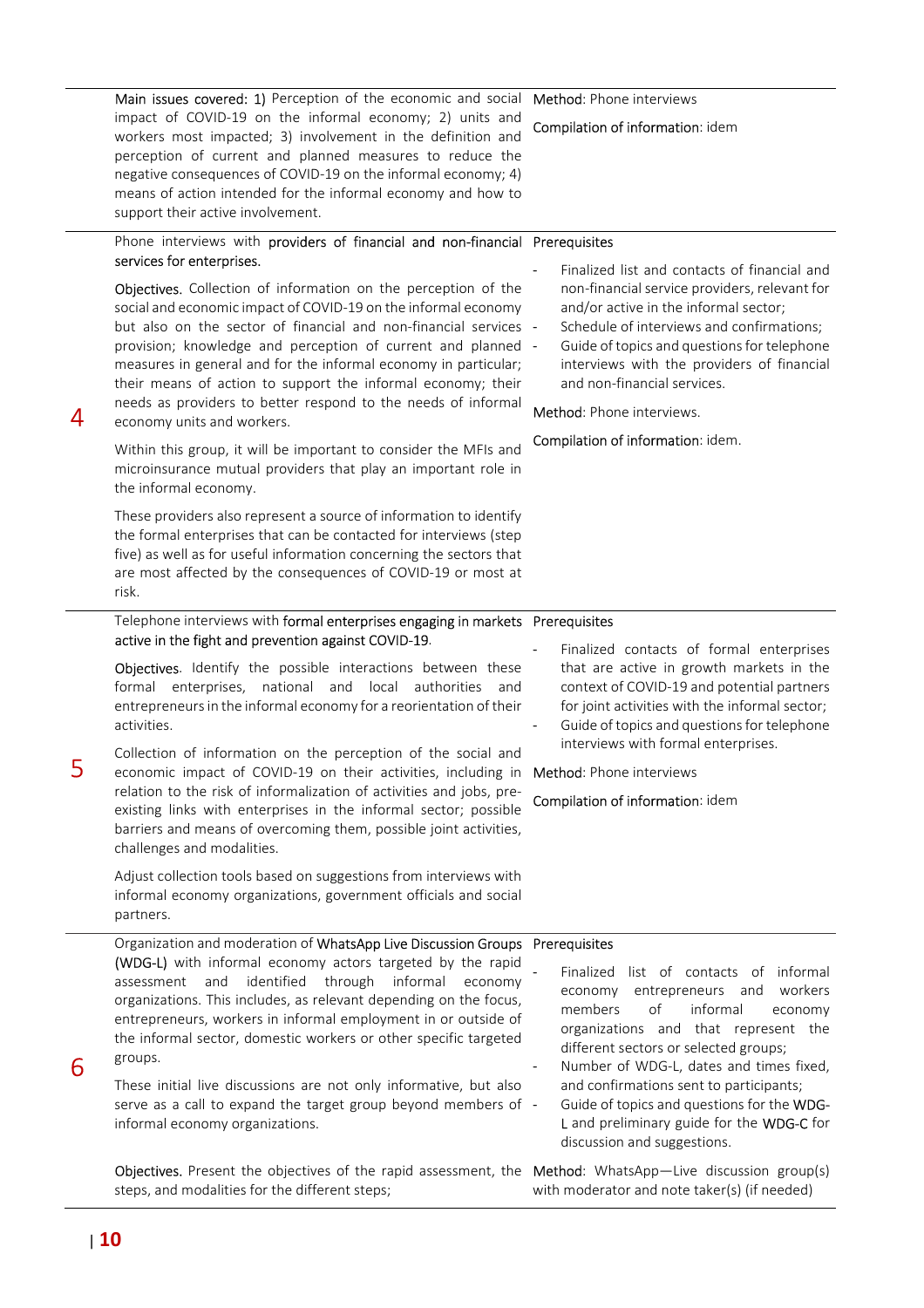| | | |
|---|---|---|
| | Main issues covered: 1) Perception of the economic and social impact of COVID-19 on the informal economy; 2) units and workers most impacted; 3) involvement in the definition and perception of current and planned measures to reduce the negative consequences of COVID-19 on the informal economy; 4) means of action intended for the informal economy and how to support their active involvement. | Method: Phone interviews<br><br>Compilation of information: idem |
| 4 | Phone interviews with providers of financial and non-financial services for enterprises.<br><br>Objectives. Collection of information on the perception of the social and economic impact of COVID-19 on the informal economy but also on the sector of financial and non-financial services provision; knowledge and perception of current and planned measures in general and for the informal economy in particular; their means of action to support the informal economy; their needs as providers to better respond to the needs of informal economy units and workers.<br><br>Within this group, it will be important to consider the MFIs and microinsurance mutual providers that play an important role in the informal economy.<br><br>These providers also represent a source of information to identify the formal enterprises that can be contacted for interviews (step five) as well as for useful information concerning the sectors that are most affected by the consequences of COVID-19 or most at risk. | Prerequisites<br><br>- Finalized list and contacts of financial and non-financial service providers, relevant for and/or active in the informal sector;<br>- Schedule of interviews and confirmations;<br>- Guide of topics and questions for telephone interviews with the providers of financial and non-financial services.<br><br>Method: Phone interviews.<br><br>Compilation of information: idem. |
| 5 | Telephone interviews with formal enterprises engaging in markets active in the fight and prevention against COVID-19.<br><br>Objectives. Identify the possible interactions between these formal enterprises, national and local authorities and entrepreneurs in the informal economy for a reorientation of their activities.<br><br>Collection of information on the perception of the social and economic impact of COVID-19 on their activities, including in relation to the risk of informalization of activities and jobs, pre-existing links with enterprises in the informal sector; possible barriers and means of overcoming them, possible joint activities, challenges and modalities.<br><br>Adjust collection tools based on suggestions from interviews with informal economy organizations, government officials and social partners. | Prerequisites<br><br>- Finalized contacts of formal enterprises that are active in growth markets in the context of COVID-19 and potential partners for joint activities with the informal sector;<br>- Guide of topics and questions for telephone interviews with formal enterprises.<br><br>Method: Phone interviews<br><br>Compilation of information: idem |
| 6 | Organization and moderation of WhatsApp Live Discussion Groups (WDG-L) with informal economy actors targeted by the rapid assessment and identified through informal economy organizations. This includes, as relevant depending on the focus, entrepreneurs, workers in informal employment in or outside of the informal sector, domestic workers or other specific targeted groups.<br><br>These initial live discussions are not only informative, but also serve as a call to expand the target group beyond members of informal economy organizations.<br><br>Objectives. Present the objectives of the rapid assessment, the steps, and modalities for the different steps; | Prerequisites<br><br>- Finalized list of contacts of informal economy entrepreneurs and workers members of informal economy organizations and that represent the different sectors or selected groups;<br>- Number of WDG-L, dates and times fixed, and confirmations sent to participants;<br>- Guide of topics and questions for the WDG-L and preliminary guide for the WDG-C for discussion and suggestions.<br><br>Method: WhatsApp—Live discussion group(s) with moderator and note taker(s) (if needed) |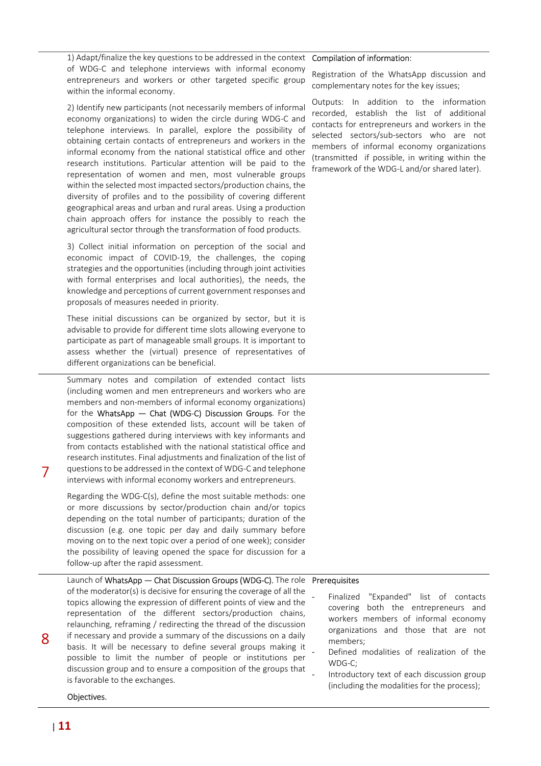| | | |
|---|---|---|
| | 1) Adapt/finalize the key questions to be addressed in the context of WDG-C and telephone interviews with informal economy entrepreneurs and workers or other targeted specific group within the informal economy.<br><br>2) Identify new participants (not necessarily members of informal economy organizations) to widen the circle during WDG-C and telephone interviews. In parallel, explore the possibility of obtaining certain contacts of entrepreneurs and workers in the informal economy from the national statistical office and other research institutions. Particular attention will be paid to the representation of women and men, most vulnerable groups within the selected most impacted sectors/production chains, the diversity of profiles and to the possibility of covering different geographical areas and urban and rural areas. Using a production chain approach offers for instance the possibly to reach the agricultural sector through the transformation of food products.<br><br>3) Collect initial information on perception of the social and economic impact of COVID-19, the challenges, the coping strategies and the opportunities (including through joint activities with formal enterprises and local authorities), the needs, the knowledge and perceptions of current government responses and proposals of measures needed in priority.<br><br>These initial discussions can be organized by sector, but it is advisable to provide for different time slots allowing everyone to participate as part of manageable small groups. It is important to assess whether the (virtual) presence of representatives of different organizations can be beneficial. | Compilation of information:<br><br>Registration of the WhatsApp discussion and complementary notes for the key issues;<br><br>Outputs: In addition to the information recorded, establish the list of additional contacts for entrepreneurs and workers in the selected sectors/sub-sectors who are not members of informal economy organizations (transmitted if possible, in writing within the framework of the WDG-L and/or shared later). |
| 7 | Summary notes and compilation of extended contact lists (including women and men entrepreneurs and workers who are members and non-members of informal economy organizations) for the WhatsApp — Chat (WDG-C) Discussion Groups. For the composition of these extended lists, account will be taken of suggestions gathered during interviews with key informants and from contacts established with the national statistical office and research institutes. Final adjustments and finalization of the list of questions to be addressed in the context of WDG-C and telephone interviews with informal economy workers and entrepreneurs.<br><br>Regarding the WDG-C(s), define the most suitable methods: one or more discussions by sector/production chain and/or topics depending on the total number of participants; duration of the discussion (e.g. one topic per day and daily summary before moving on to the next topic over a period of one week); consider the possibility of leaving opened the space for discussion for a follow-up after the rapid assessment. | |
| 8 | Launch of WhatsApp — Chat Discussion Groups (WDG-C). The role of the moderator(s) is decisive for ensuring the coverage of all the topics allowing the expression of different points of view and the representation of the different sectors/production chains, relaunching, reframing / redirecting the thread of the discussion if necessary and provide a summary of the discussions on a daily basis. It will be necessary to define several groups making it possible to limit the number of people or institutions per discussion group and to ensure a composition of the groups that is favorable to the exchanges.<br><br>Objectives. | Prerequisites<br><br>- Finalized "Expanded" list of contacts covering both the entrepreneurs and workers members of informal economy organizations and those that are not members;<br>- Defined modalities of realization of the WDG-C;<br>- Introductory text of each discussion group (including the modalities for the process); |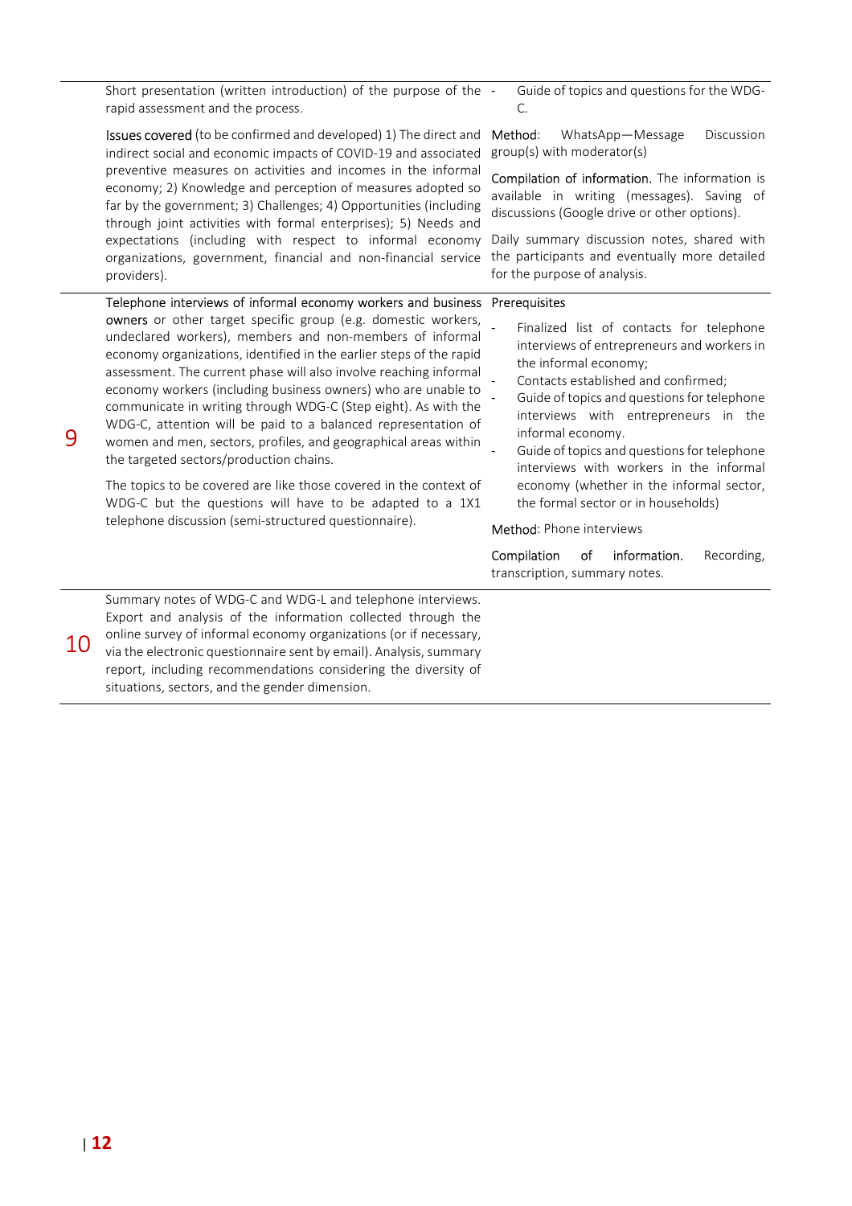| | | |
|---|---|---|
| | Short presentation (written introduction) of the purpose of the rapid assessment and the process.<br><br>**Issues covered** (to be confirmed and developed) 1) The direct and indirect social and economic impacts of COVID-19 and associated preventive measures on activities and incomes in the informal economy; 2) Knowledge and perception of measures adopted so far by the government; 3) Challenges; 4) Opportunities (including through joint activities with formal enterprises); 5) Needs and expectations (including with respect to informal economy organizations, government, financial and non-financial service providers). | - Guide of topics and questions for the WDG-C.<br><br>**Method**: WhatsApp—Message Discussion group(s) with moderator(s)<br><br>**Compilation of information.** The information is available in writing (messages). Saving of discussions (Google drive or other options).<br><br>Daily summary discussion notes, shared with the participants and eventually more detailed for the purpose of analysis. |
| 9 | **Telephone interviews of informal economy workers and business owners** or other target specific group (e.g. domestic workers, undeclared workers), members and non-members of informal economy organizations, identified in the earlier steps of the rapid assessment. The current phase will also involve reaching informal economy workers (including business owners) who are unable to communicate in writing through WDG-C (Step eight). As with the WDG-C, attention will be paid to a balanced representation of women and men, sectors, profiles, and geographical areas within the targeted sectors/production chains.<br><br>The topics to be covered are like those covered in the context of WDG-C but the questions will have to be adapted to a 1X1 telephone discussion (semi-structured questionnaire). | **Prerequisites**<br>- Finalized list of contacts for telephone interviews of entrepreneurs and workers in the informal economy;<br>- Contacts established and confirmed;<br>- Guide of topics and questions for telephone interviews with entrepreneurs in the informal economy.<br>- Guide of topics and questions for telephone interviews with workers in the informal economy (whether in the informal sector, the formal sector or in households)<br><br>**Method**: Phone interviews<br><br>**Compilation of information.** Recording, transcription, summary notes. |
| 10 | Summary notes of WDG-C and WDG-L and telephone interviews. Export and analysis of the information collected through the online survey of informal economy organizations (or if necessary, via the electronic questionnaire sent by email). Analysis, summary report, including recommendations considering the diversity of situations, sectors, and the gender dimension. | |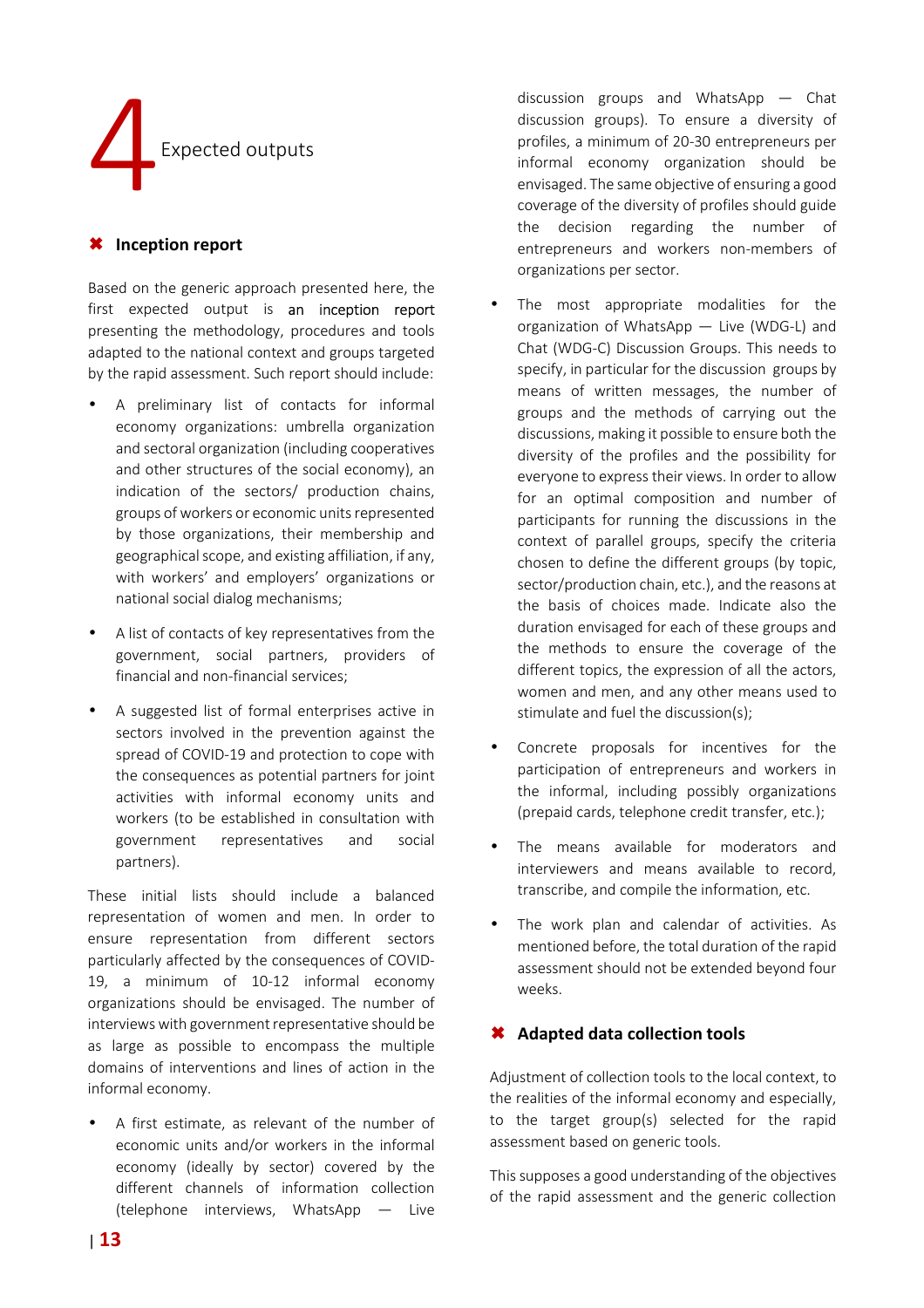# 4 Expected outputs

## ✖ Inception report

Based on the generic approach presented here, the first expected output is an inception report presenting the methodology, procedures and tools adapted to the national context and groups targeted by the rapid assessment. Such report should include:

- A preliminary list of contacts for informal economy organizations: umbrella organization and sectoral organization (including cooperatives and other structures of the social economy), an indication of the sectors/ production chains, groups of workers or economic units represented by those organizations, their membership and geographical scope, and existing affiliation, if any, with workers' and employers' organizations or national social dialog mechanisms;
- A list of contacts of key representatives from the government, social partners, providers of financial and non-financial services;
- A suggested list of formal enterprises active in sectors involved in the prevention against the spread of COVID-19 and protection to cope with the consequences as potential partners for joint activities with informal economy units and workers (to be established in consultation with government representatives and social partners).

These initial lists should include a balanced representation of women and men. In order to ensure representation from different sectors particularly affected by the consequences of COVID-19, a minimum of 10-12 informal economy organizations should be envisaged. The number of interviews with government representative should be as large as possible to encompass the multiple domains of interventions and lines of action in the informal economy.

- A first estimate, as relevant of the number of economic units and/or workers in the informal economy (ideally by sector) covered by the different channels of information collection (telephone interviews, WhatsApp — Live discussion groups and WhatsApp — Chat discussion groups). To ensure a diversity of profiles, a minimum of 20-30 entrepreneurs per informal economy organization should be envisaged. The same objective of ensuring a good coverage of the diversity of profiles should guide the decision regarding the number of entrepreneurs and workers non-members of organizations per sector.
- The most appropriate modalities for the organization of WhatsApp — Live (WDG-L) and Chat (WDG-C) Discussion Groups. This needs to specify, in particular for the discussion groups by means of written messages, the number of groups and the methods of carrying out the discussions, making it possible to ensure both the diversity of the profiles and the possibility for everyone to express their views. In order to allow for an optimal composition and number of participants for running the discussions in the context of parallel groups, specify the criteria chosen to define the different groups (by topic, sector/production chain, etc.), and the reasons at the basis of choices made. Indicate also the duration envisaged for each of these groups and the methods to ensure the coverage of the different topics, the expression of all the actors, women and men, and any other means used to stimulate and fuel the discussion(s);
- Concrete proposals for incentives for the participation of entrepreneurs and workers in the informal, including possibly organizations (prepaid cards, telephone credit transfer, etc.);
- The means available for moderators and interviewers and means available to record, transcribe, and compile the information, etc.
- The work plan and calendar of activities. As mentioned before, the total duration of the rapid assessment should not be extended beyond four weeks.

## ✖ Adapted data collection tools

Adjustment of collection tools to the local context, to the realities of the informal economy and especially, to the target group(s) selected for the rapid assessment based on generic tools.

This supposes a good understanding of the objectives of the rapid assessment and the generic collection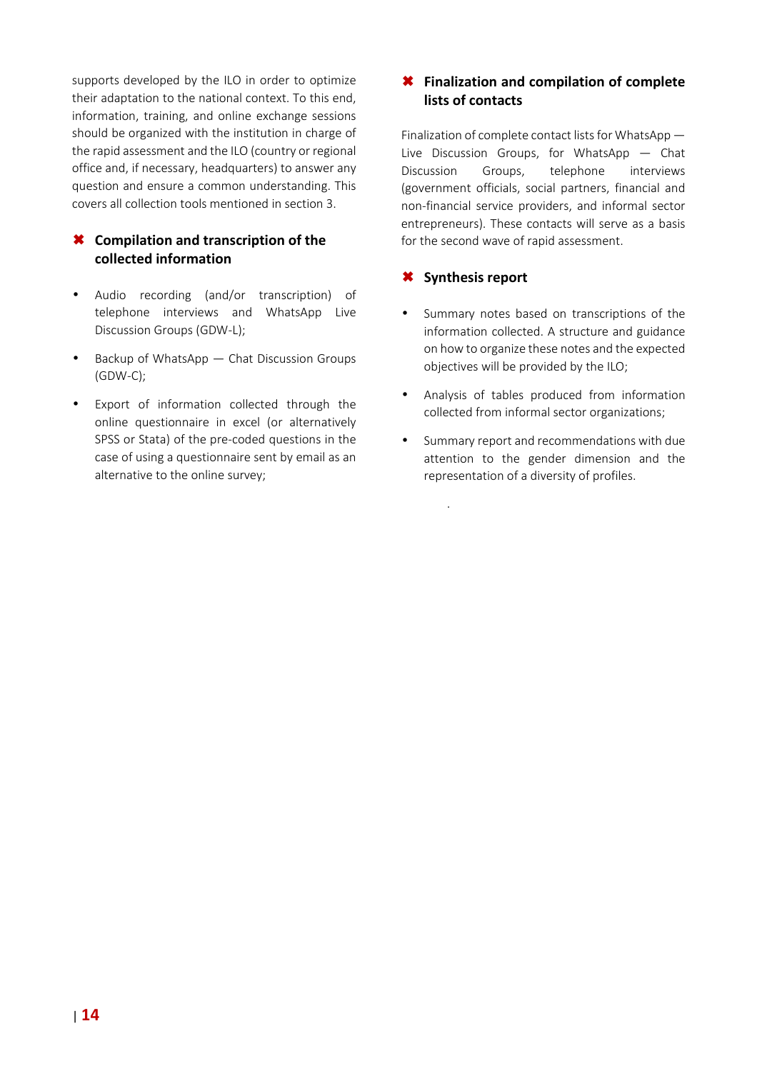supports developed by the ILO in order to optimize their adaptation to the national context. To this end, information, training, and online exchange sessions should be organized with the institution in charge of the rapid assessment and the ILO (country or regional office and, if necessary, headquarters) to answer any question and ensure a common understanding. This covers all collection tools mentioned in section 3.

### ✖ Compilation and transcription of the collected information

- Audio recording (and/or transcription) of telephone interviews and WhatsApp Live Discussion Groups (GDW-L);
- Backup of WhatsApp — Chat Discussion Groups (GDW-C);
- Export of information collected through the online questionnaire in excel (or alternatively SPSS or Stata) of the pre-coded questions in the case of using a questionnaire sent by email as an alternative to the online survey;

### ✖ Finalization and compilation of complete lists of contacts

Finalization of complete contact lists for WhatsApp — Live Discussion Groups, for WhatsApp — Chat Discussion Groups, telephone interviews (government officials, social partners, financial and non-financial service providers, and informal sector entrepreneurs). These contacts will serve as a basis for the second wave of rapid assessment.

### ✖ Synthesis report

- Summary notes based on transcriptions of the information collected. A structure and guidance on how to organize these notes and the expected objectives will be provided by the ILO;
- Analysis of tables produced from information collected from informal sector organizations;
- Summary report and recommendations with due attention to the gender dimension and the representation of a diversity of profiles.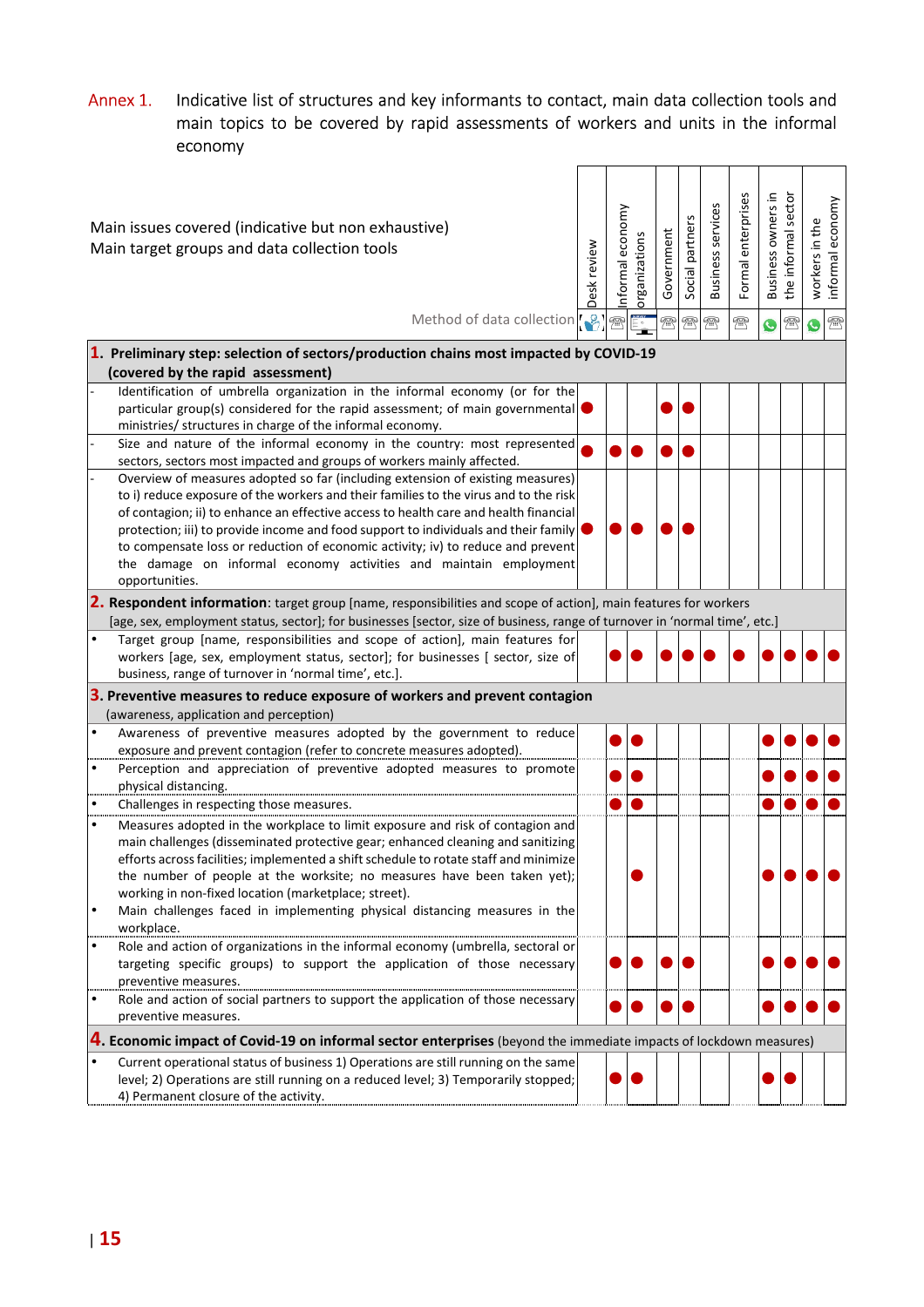# Annex 1. Indicative list of structures and key informants to contact, main data collection tools and main topics to be covered by rapid assessments of workers and units in the informal economy

| Main issues covered (indicative but non exhaustive)<br>Main target groups and data collection tools | Desk review | Informal economy organizations | | Government | Social partners | Business services | Formal enterprises | Business owners in the informal sector | | workers in the informal economy | |
|---|---|---|---|---|---|---|---|---|---|---|---|
| Method of data collection | Desk review | Phone | Online | Phone | Phone | Phone | Phone | WhatsApp | Phone | WhatsApp | Phone |
| **1. Preliminary step: selection of sectors/production chains most impacted by COVID-19 (covered by the rapid assessment)** | | | | | | | | | | | |
| - Identification of umbrella organization in the informal economy (or for the particular group(s) considered for the rapid assessment; of main governmental ministries/ structures in charge of the informal economy. | ● | | | ● | ● | | | | | | |
| - Size and nature of the informal economy in the country: most represented sectors, sectors most impacted and groups of workers mainly affected. | ● | ● | ● | ● | ● | | | | | | |
| - Overview of measures adopted so far (including extension of existing measures) to i) reduce exposure of the workers and their families to the virus and to the risk of contagion; ii) to enhance an effective access to health care and health financial protection; iii) to provide income and food support to individuals and their family to compensate loss or reduction of economic activity; iv) to reduce and prevent the damage on informal economy activities and maintain employment opportunities. | ● | ● | ● | ● | ● | | | | | | |
| **2. Respondent information**: target group [name, responsibilities and scope of action], main features for workers [age, sex, employment status, sector]; for businesses [sector, size of business, range of turnover in 'normal time', etc.] | | | | | | | | | | | |
| • Target group [name, responsibilities and scope of action], main features for workers [age, sex, employment status, sector]; for businesses [ sector, size of business, range of turnover in 'normal time', etc.]. | | ● | ● | ● | ● | ● | ● | ● | ● | ● | ● |
| **3. Preventive measures to reduce exposure of workers and prevent contagion** (awareness, application and perception) | | | | | | | | | | | |
| • Awareness of preventive measures adopted by the government to reduce exposure and prevent contagion (refer to concrete measures adopted). | | ● | ● | | | | | ● | ● | ● | ● |
| • Perception and appreciation of preventive adopted measures to promote physical distancing. | | ● | ● | | | | | ● | ● | ● | ● |
| • Challenges in respecting those measures. | | ● | ● | | | | | ● | ● | ● | ● |
| • Measures adopted in the workplace to limit exposure and risk of contagion and main challenges (disseminated protective gear; enhanced cleaning and sanitizing efforts across facilities; implemented a shift schedule to rotate staff and minimize the number of people at the worksite; no measures have been taken yet); working in non-fixed location (marketplace; street).<br>• Main challenges faced in implementing physical distancing measures in the workplace. | | | ● | | | | | ● | ● | ● | ● |
| • Role and action of organizations in the informal economy (umbrella, sectoral or targeting specific groups) to support the application of those necessary preventive measures. | | ● | ● | ● | ● | | | ● | ● | ● | ● |
| • Role and action of social partners to support the application of those necessary preventive measures. | | ● | ● | ● | ● | | | ● | ● | ● | ● |
| **4. Economic impact of Covid-19 on informal sector enterprises** (beyond the immediate impacts of lockdown measures) | | | | | | | | | | | |
| • Current operational status of business 1) Operations are still running on the same level; 2) Operations are still running on a reduced level; 3) Temporarily stopped; 4) Permanent closure of the activity. | | ● | ● | | | | | ● | ● | | |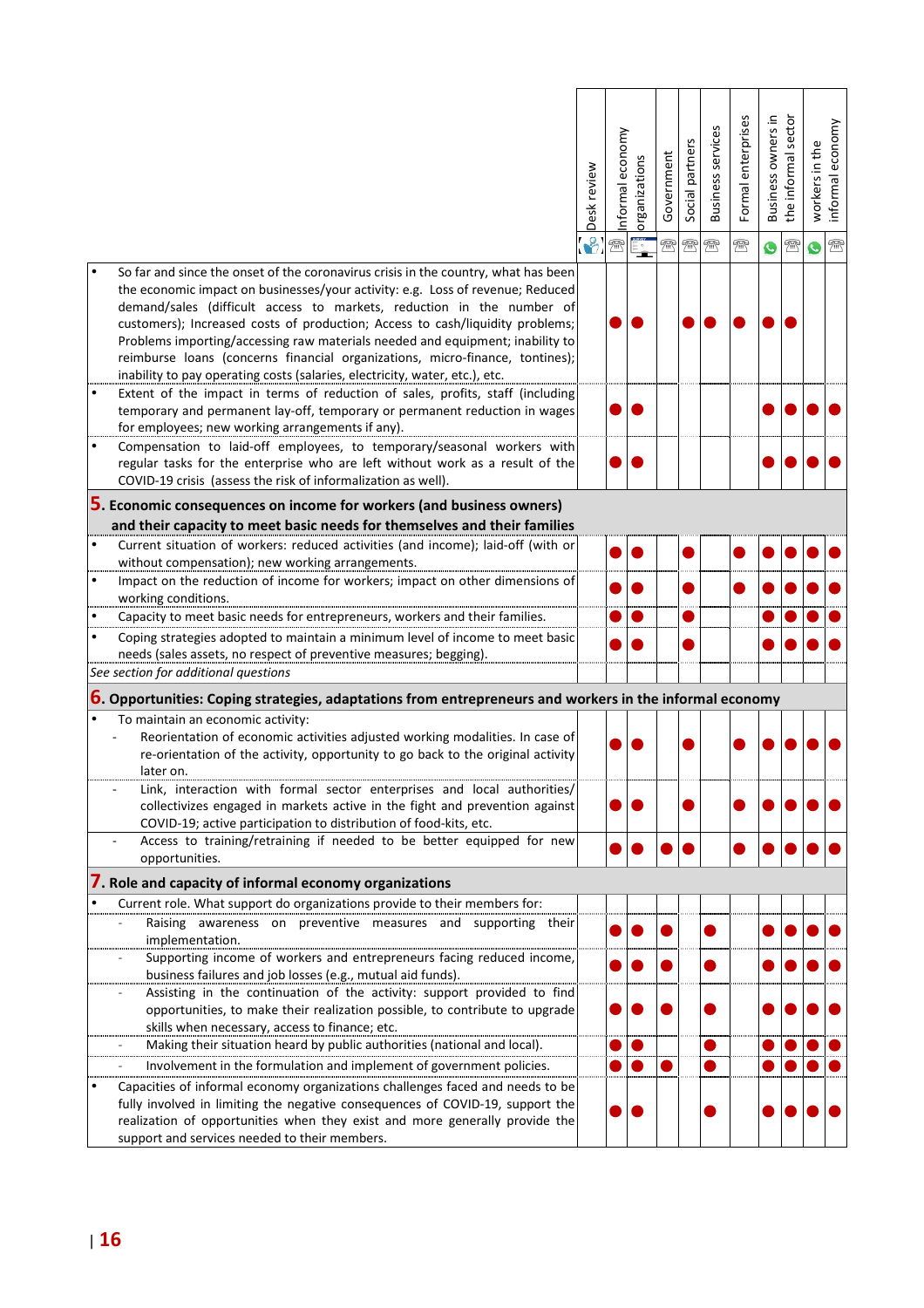| | Desk review | Informal economy organizations | | Government | Social partners | Business services | Formal enterprises | Business owners in the informal sector | | workers in the informal economy | |
|---|---|---|---|---|---|---|---|---|---|---|---|
| • So far and since the onset of the coronavirus crisis in the country, what has been the economic impact on businesses/your activity: e.g. Loss of revenue; Reduced demand/sales (difficult access to markets, reduction in the number of customers); Increased costs of production; Access to cash/liquidity problems; Problems importing/accessing raw materials needed and equipment; inability to reimburse loans (concerns financial organizations, micro-finance, tontines); inability to pay operating costs (salaries, electricity, water, etc.), etc. | | ● | ● | | ● | ● | ● | ● | ● | | |
| • Extent of the impact in terms of reduction of sales, profits, staff (including temporary and permanent lay-off, temporary or permanent reduction in wages for employees; new working arrangements if any). | | ● | ● | | | | | ● | ● | ● | ● |
| • Compensation to laid-off employees, to temporary/seasonal workers with regular tasks for the enterprise who are left without work as a result of the COVID-19 crisis (assess the risk of informalization as well). | | ● | ● | | | | | ● | ● | ● | ● |
| **5. Economic consequences on income for workers (and business owners) and their capacity to meet basic needs for themselves and their families** | | | | | | | | | | | |
| • Current situation of workers: reduced activities (and income); laid-off (with or without compensation); new working arrangements. | | ● | ● | | ● | | ● | ● | ● | ● | ● |
| • Impact on the reduction of income for workers; impact on other dimensions of working conditions. | | ● | ● | | ● | | ● | ● | ● | ● | ● |
| • Capacity to meet basic needs for entrepreneurs, workers and their families. | | ● | ● | | ● | | | ● | ● | ● | ● |
| • Coping strategies adopted to maintain a minimum level of income to meet basic needs (sales assets, no respect of preventive measures; begging). | | ● | ● | | ● | | | ● | ● | ● | ● |
| *See section for additional questions* | | | | | | | | | | | |
| **6. Opportunities: Coping strategies, adaptations from entrepreneurs and workers in the informal economy** | | | | | | | | | | | |
| • To maintain an economic activity: - Reorientation of economic activities adjusted working modalities. In case of re-orientation of the activity, opportunity to go back to the original activity later on. | | ● | ● | | ● | | ● | ● | ● | ● | ● |
| - Link, interaction with formal sector enterprises and local authorities/ collectivizes engaged in markets active in the fight and prevention against COVID-19; active participation to distribution of food-kits, etc. | | ● | ● | | ● | | ● | ● | ● | ● | ● |
| - Access to training/retraining if needed to be better equipped for new opportunities. | | ● | ● | ● | ● | | ● | ● | ● | ● | ● |
| **7. Role and capacity of informal economy organizations** | | | | | | | | | | | |
| • Current role. What support do organizations provide to their members for: | | | | | | | | | | | |
| - Raising awareness on preventive measures and supporting their implementation. | | ● | ● | ● | | ● | | ● | ● | ● | ● |
| - Supporting income of workers and entrepreneurs facing reduced income, business failures and job losses (e.g., mutual aid funds). | | ● | ● | ● | | ● | | ● | ● | ● | ● |
| - Assisting in the continuation of the activity: support provided to find opportunities, to make their realization possible, to contribute to upgrade skills when necessary, access to finance; etc. | | ● | ● | ● | | ● | | ● | ● | ● | ● |
| - Making their situation heard by public authorities (national and local). | | ● | ● | | | ● | | ● | ● | ● | ● |
| - Involvement in the formulation and implement of government policies. | | ● | ● | ● | | ● | | ● | ● | ● | ● |
| • Capacities of informal economy organizations challenges faced and needs to be fully involved in limiting the negative consequences of COVID-19, support the realization of opportunities when they exist and more generally provide the support and services needed to their members. | | ● | ● | | | ● | | ● | ● | ● | ● |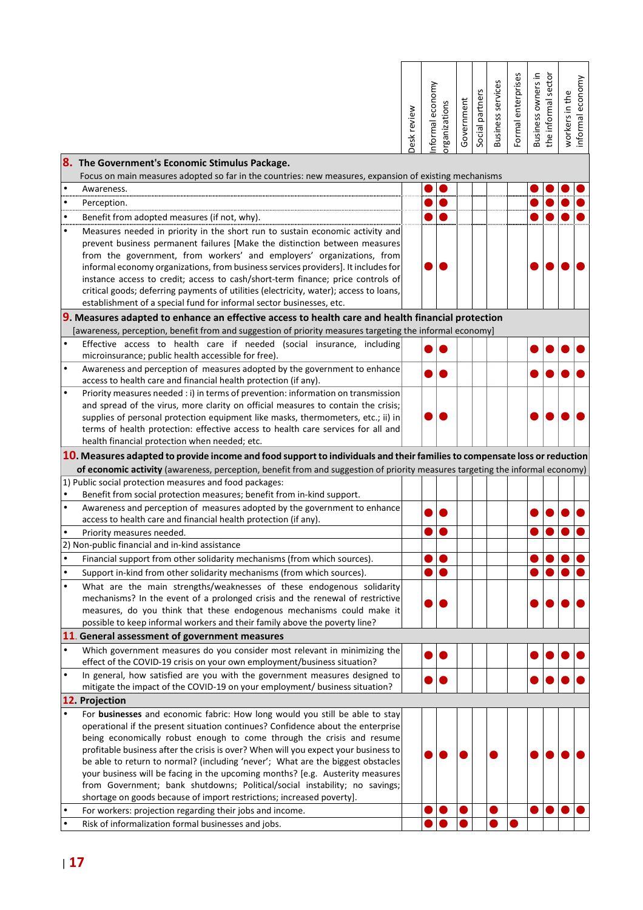| | Desk review | Informal economy organizations | | Government | Social partners | Business services | Formal enterprises | Business owners in the informal sector | | workers in the informal economy | |
|---|---|---|---|---|---|---|---|---|---|---|---|
| **8. The Government's Economic Stimulus Package.** Focus on main measures adopted so far in the countries: new measures, expansion of existing mechanisms | | | | | | | | | | | |
| • Awareness. | | ● | ● | | | | | ● | ● | ● | ● |
| • Perception. | | ● | ● | | | | | ● | ● | ● | ● |
| • Benefit from adopted measures (if not, why). | | ● | ● | | | | | ● | ● | ● | ● |
| • Measures needed in priority in the short run to sustain economic activity and prevent business permanent failures [Make the distinction between measures from the government, from workers' and employers' organizations, from informal economy organizations, from business services providers]. It includes for instance access to credit; access to cash/short-term finance; price controls of critical goods; deferring payments of utilities (electricity, water); access to loans, establishment of a special fund for informal sector businesses, etc. | | ● | ● | | | | | ● | ● | ● | ● |
| **9. Measures adapted to enhance an effective access to health care and health financial protection** [awareness, perception, benefit from and suggestion of priority measures targeting the informal economy] | | | | | | | | | | | |
| • Effective access to health care if needed (social insurance, including microinsurance; public health accessible for free). | | ● | ● | | | | | ● | ● | ● | ● |
| • Awareness and perception of measures adopted by the government to enhance access to health care and financial health protection (if any). | | ● | ● | | | | | ● | ● | ● | ● |
| • Priority measures needed : i) in terms of prevention: information on transmission and spread of the virus, more clarity on official measures to contain the crisis; supplies of personal protection equipment like masks, thermometers, etc.; ii) in terms of health protection: effective access to health care services for all and health financial protection when needed; etc. | | ● | ● | | | | | ● | ● | ● | ● |
| **10. Measures adapted to provide income and food support to individuals and their families to compensate loss or reduction of economic activity** (awareness, perception, benefit from and suggestion of priority measures targeting the informal economy) | | | | | | | | | | | |
| 1) Public social protection measures and food packages: • Benefit from social protection measures; benefit from in-kind support. | | | | | | | | | | | |
| • Awareness and perception of measures adopted by the government to enhance access to health care and financial health protection (if any). | | ● | ● | | | | | ● | ● | ● | ● |
| • Priority measures needed. | | ● | ● | | | | | ● | ● | ● | ● |
| 2) Non-public financial and in-kind assistance | | | | | | | | | | | |
| • Financial support from other solidarity mechanisms (from which sources). | | ● | ● | | | | | ● | ● | ● | ● |
| • Support in-kind from other solidarity mechanisms (from which sources). | | ● | ● | | | | | ● | ● | ● | ● |
| • What are the main strengths/weaknesses of these endogenous solidarity mechanisms? In the event of a prolonged crisis and the renewal of restrictive measures, do you think that these endogenous mechanisms could make it possible to keep informal workers and their family above the poverty line? | | ● | ● | | | | | ● | ● | ● | ● |
| **11. General assessment of government measures** | | | | | | | | | | | |
| • Which government measures do you consider most relevant in minimizing the effect of the COVID-19 crisis on your own employment/business situation? | | ● | ● | | | | | ● | ● | ● | ● |
| • In general, how satisfied are you with the government measures designed to mitigate the impact of the COVID-19 on your employment/ business situation? | | ● | ● | | | | | ● | ● | ● | ● |
| **12. Projection** | | | | | | | | | | | |
| • For **businesses** and economic fabric: How long would you still be able to stay operational if the present situation continues? Confidence about the enterprise being economically robust enough to come through the crisis and resume profitable business after the crisis is over? When will you expect your business to be able to return to normal? (including 'never'; What are the biggest obstacles your business will be facing in the upcoming months? [e.g. Austerity measures from Government; bank shutdowns; Political/social instability; no savings; shortage on goods because of import restrictions; increased poverty]. | | ● | ● | ● | | ● | | ● | ● | ● | ● |
| • For workers: projection regarding their jobs and income. | | ● | ● | ● | | ● | | ● | ● | ● | ● |
| • Risk of informalization formal businesses and jobs. | | ● | ● | ● | | ● | ● | | | | |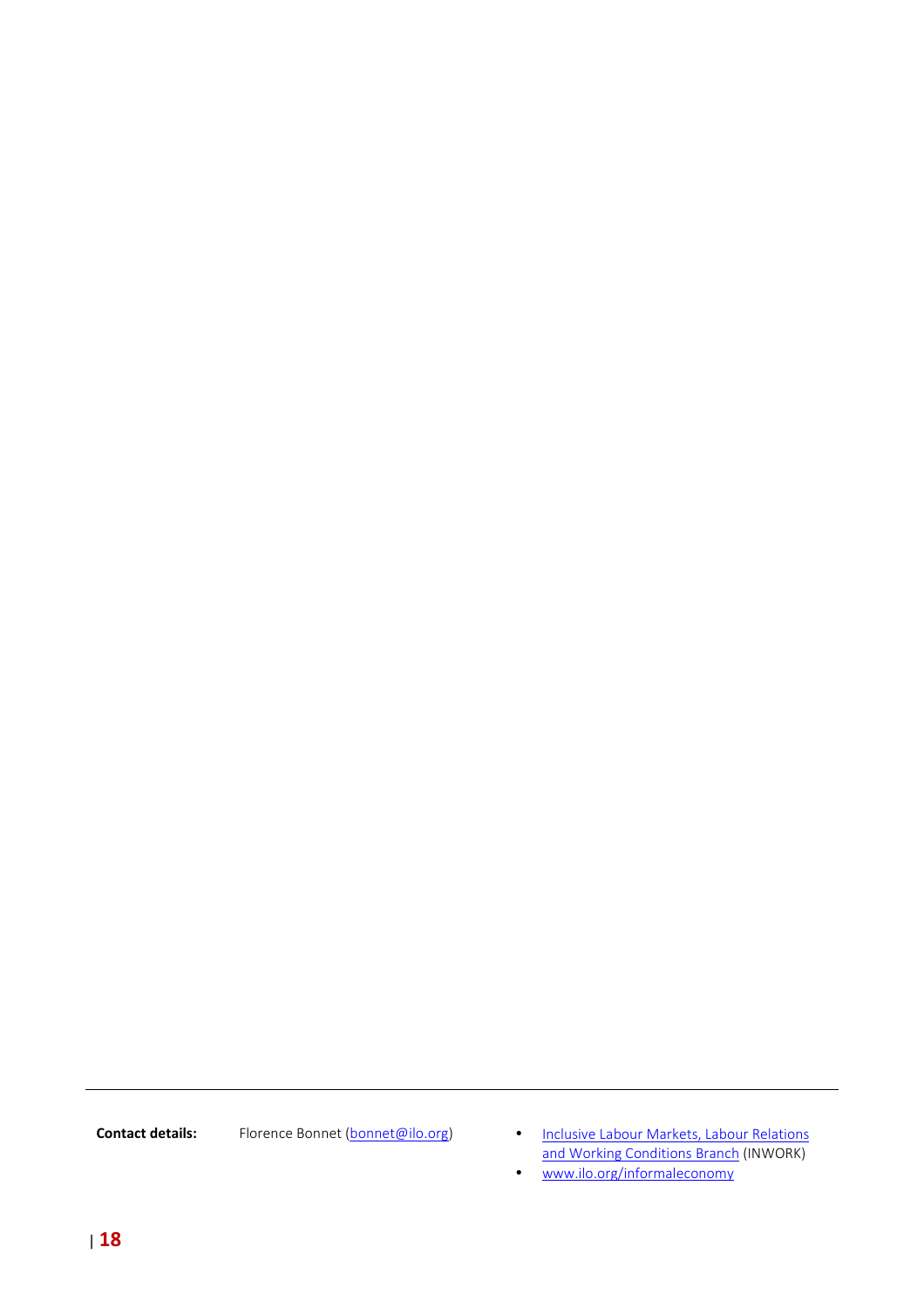**Contact details:** Florence Bonnet (bonnet@ilo.org)

- Inclusive Labour Markets, Labour Relations and Working Conditions Branch (INWORK)
- www.ilo.org/informaleconomy